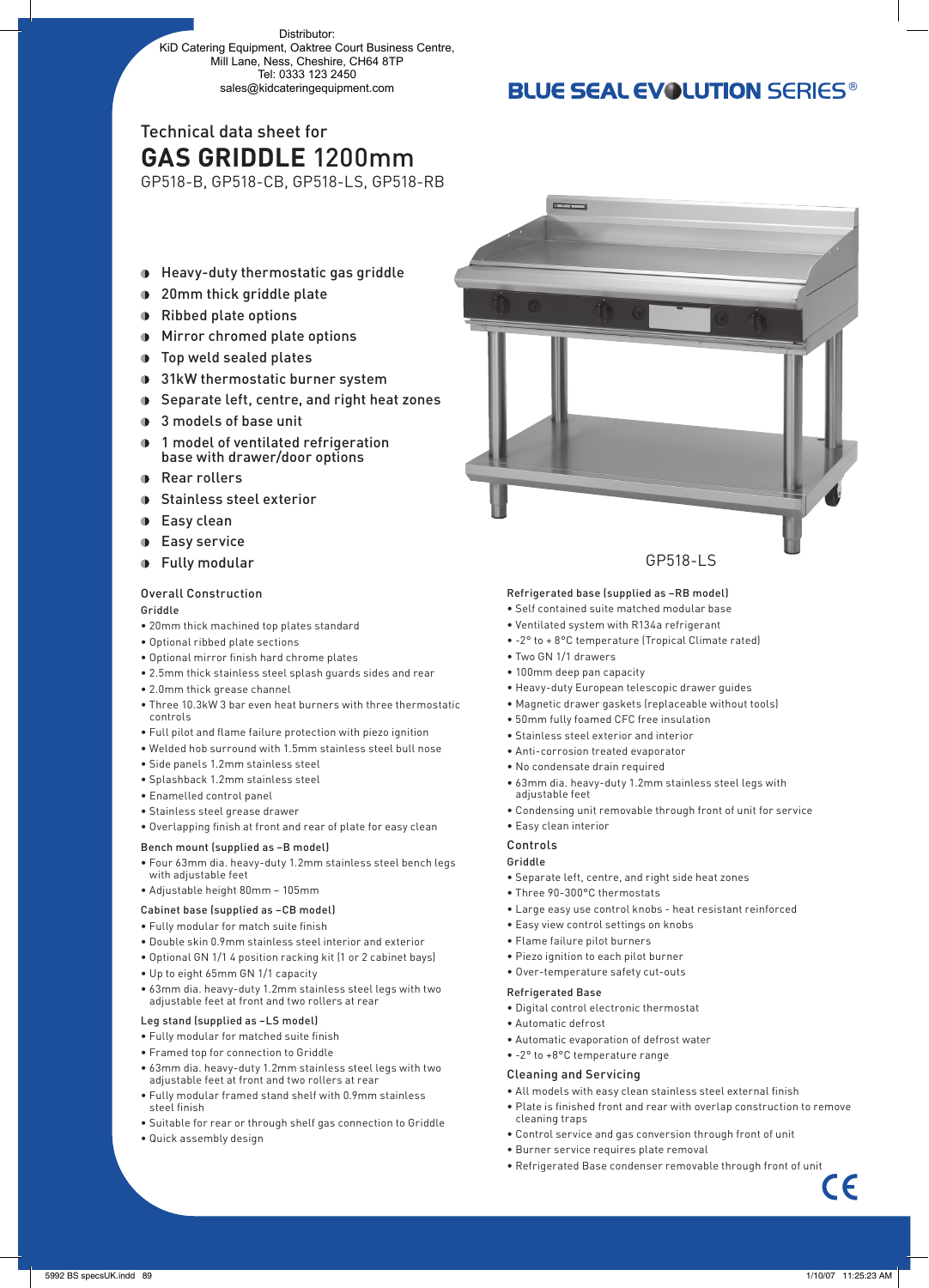Distributor:
KiD Catering Equipment, Oaktree Court Business Centre,
Mill Lane, Ness, Cheshire, CH64 8TP
Tel: 0333 123 2450
sales@kidcateringequipment.com

BLUE SEAL EVOLUTION SERIES®

Technical data sheet for

# GAS GRIDDLE 1200mm

GP518-B, GP518-CB, GP518-LS, GP518-RB

- Heavy-duty thermostatic gas griddle
- 20mm thick griddle plate
- Ribbed plate options
- Mirror chromed plate options
- Top weld sealed plates
- 31kW thermostatic burner system
- Separate left, centre, and right heat zones
- 3 models of base unit
- 1 model of ventilated refrigeration base with drawer/door options
- Rear rollers
- Stainless steel exterior
- Easy clean
- Easy service
- Fully modular

GP518-LS

## Overall Construction

### Griddle

- 20mm thick machined top plates standard
- Optional ribbed plate sections
- Optional mirror finish hard chrome plates
- 2.5mm thick stainless steel splash guards sides and rear
- 2.0mm thick grease channel
- Three 10.3kW 3 bar even heat burners with three thermostatic controls
- Full pilot and flame failure protection with piezo ignition
- Welded hob surround with 1.5mm stainless steel bull nose
- Side panels 1.2mm stainless steel
- Splashback 1.2mm stainless steel
- Enamelled control panel
- Stainless steel grease drawer
- Overlapping finish at front and rear of plate for easy clean

### Bench mount (supplied as –B model)

- Four 63mm dia. heavy-duty 1.2mm stainless steel bench legs with adjustable feet
- Adjustable height 80mm – 105mm

### Cabinet base (supplied as –CB model)

- Fully modular for match suite finish
- Double skin 0.9mm stainless steel interior and exterior
- Optional GN 1/1 4 position racking kit (1 or 2 cabinet bays)
- Up to eight 65mm GN 1/1 capacity
- 63mm dia. heavy-duty 1.2mm stainless steel legs with two adjustable feet at front and two rollers at rear

### Leg stand (supplied as –LS model)

- Fully modular for matched suite finish
- Framed top for connection to Griddle
- 63mm dia. heavy-duty 1.2mm stainless steel legs with two adjustable feet at front and two rollers at rear
- Fully modular framed stand shelf with 0.9mm stainless steel finish
- Suitable for rear or through shelf gas connection to Griddle
- Quick assembly design

### Refrigerated base (supplied as –RB model)

- Self contained suite matched modular base
- Ventilated system with R134a refrigerant
- -2° to + 8°C temperature (Tropical Climate rated)
- Two GN 1/1 drawers
- 100mm deep pan capacity
- Heavy-duty European telescopic drawer guides
- Magnetic drawer gaskets (replaceable without tools)
- 50mm fully foamed CFC free insulation
- Stainless steel exterior and interior
- Anti-corrosion treated evaporator
- No condensate drain required
- 63mm dia. heavy-duty 1.2mm stainless steel legs with adjustable feet
- Condensing unit removable through front of unit for service
- Easy clean interior

## Controls

### Griddle

- Separate left, centre, and right side heat zones
- Three 90-300°C thermostats
- Large easy use control knobs - heat resistant reinforced
- Easy view control settings on knobs
- Flame failure pilot burners
- Piezo ignition to each pilot burner
- Over-temperature safety cut-outs

### Refrigerated Base

- Digital control electronic thermostat
- Automatic defrost
- Automatic evaporation of defrost water
- -2° to +8°C temperature range

## Cleaning and Servicing

- All models with easy clean stainless steel external finish
- Plate is finished front and rear with overlap construction to remove cleaning traps
- Control service and gas conversion through front of unit
- Burner service requires plate removal
- Refrigerated Base condenser removable through front of unit

CE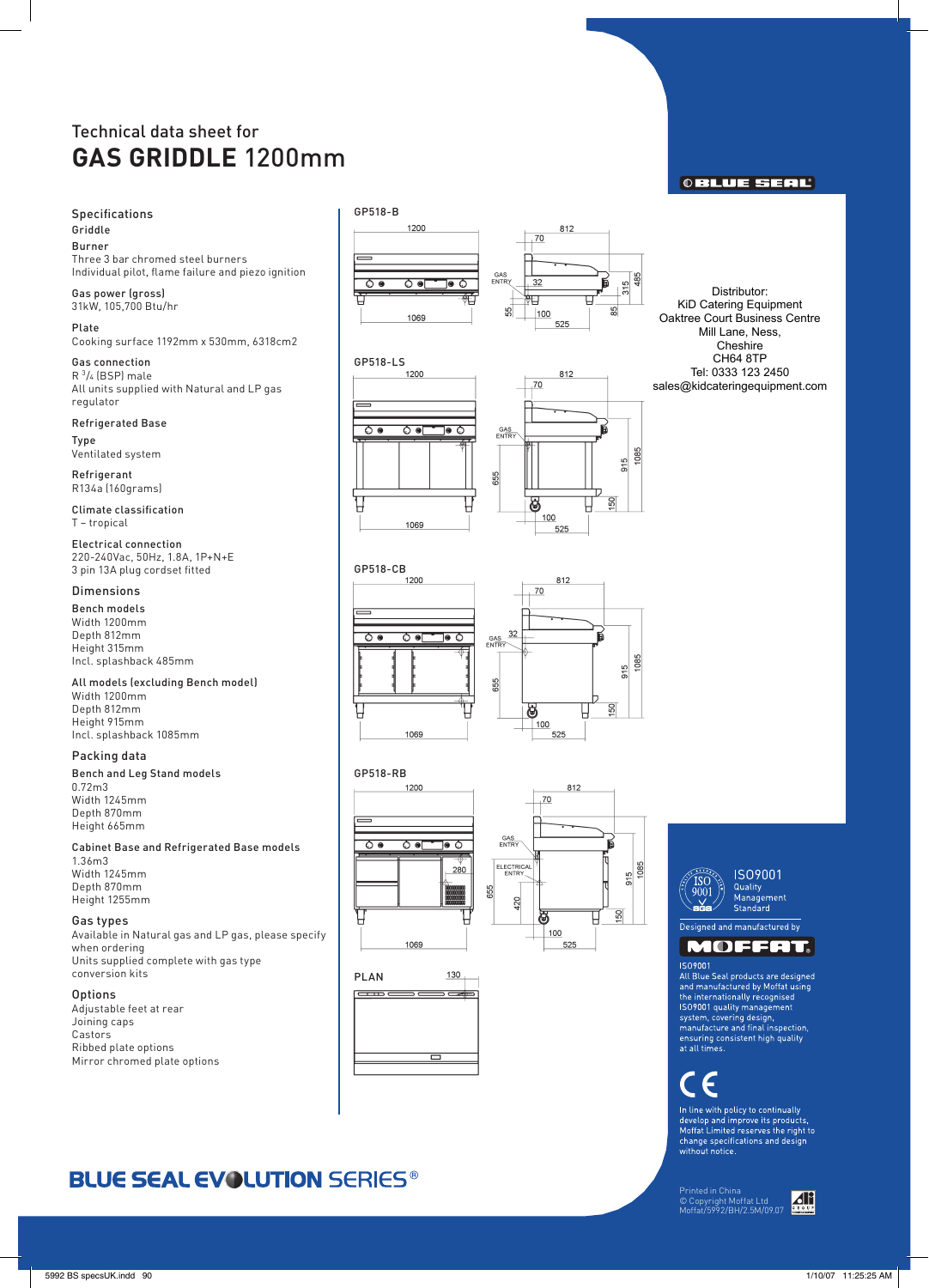Technical data sheet for

# GAS GRIDDLE 1200mm

## Specifications

### Griddle

**Burner**
Three 3 bar chromed steel burners
Individual pilot, flame failure and piezo ignition

**Gas power (gross)**
31kW, 105,700 Btu/hr

**Plate**
Cooking surface 1192mm x 530mm, 6318cm2

**Gas connection**
R $^3/_4$ (BSP) male
All units supplied with Natural and LP gas regulator

### Refrigerated Base

**Type**
Ventilated system

**Refrigerant**
R134a (160grams)

**Climate classification**
T – tropical

**Electrical connection**
220-240Vac, 50Hz, 1.8A, 1P+N+E
3 pin 13A plug cordset fitted

## Dimensions

**Bench models**
Width 1200mm
Depth 812mm
Height 315mm
Incl. splashback 485mm

**All models (excluding Bench model)**
Width 1200mm
Depth 812mm
Height 915mm
Incl. splashback 1085mm

## Packing data

**Bench and Leg Stand models**
0.72m3
Width 1245mm
Depth 870mm
Height 665mm

**Cabinet Base and Refrigerated Base models**
1.36m3
Width 1245mm
Depth 870mm
Height 1255mm

## Gas types

Available in Natural gas and LP gas, please specify when ordering
Units supplied complete with gas type conversion kits

## Options

Adjustable feet at rear
Joining caps
Castors
Ribbed plate options
Mirror chromed plate options

GP518-B

1200
1069
812
70
GAS ENTRY
32
55
100
525
85
315
485

GP518-LS

1200
1069
812
70
GAS ENTRY
655
100
525
150
915
1085

GP518-CB

1200
1069
812
70
GAS ENTRY
32
655
100
525
150
915
1085

GP518-RB

1200
1069
280
812
70
GAS ENTRY
ELECTRICAL ENTRY
655
420
100
525
150
915
1085

PLAN

130

BLUE SEAL

Distributor:
KiD Catering Equipment
Oaktree Court Business Centre
Mill Lane, Ness,
Cheshire
CH64 8TP
Tel: 0333 123 2450
sales@kidcateringequipment.com

ISO9001
Quality
Management
Standard

Designed and manufactured by

MOFFAT

ISO9001
All Blue Seal products are designed and manufactured by Moffat using the internationally recognised ISO9001 quality management system, covering design, manufacture and final inspection, ensuring consistent high quality at all times.

CE

In line with policy to continually develop and improve its products, Moffat Limited reserves the right to change specifications and design without notice.

Printed in China
© Copyright Moffat Ltd
Moffat/5992/BH/2.5M/09.07

BLUE SEAL EVOLUTION SERIES®